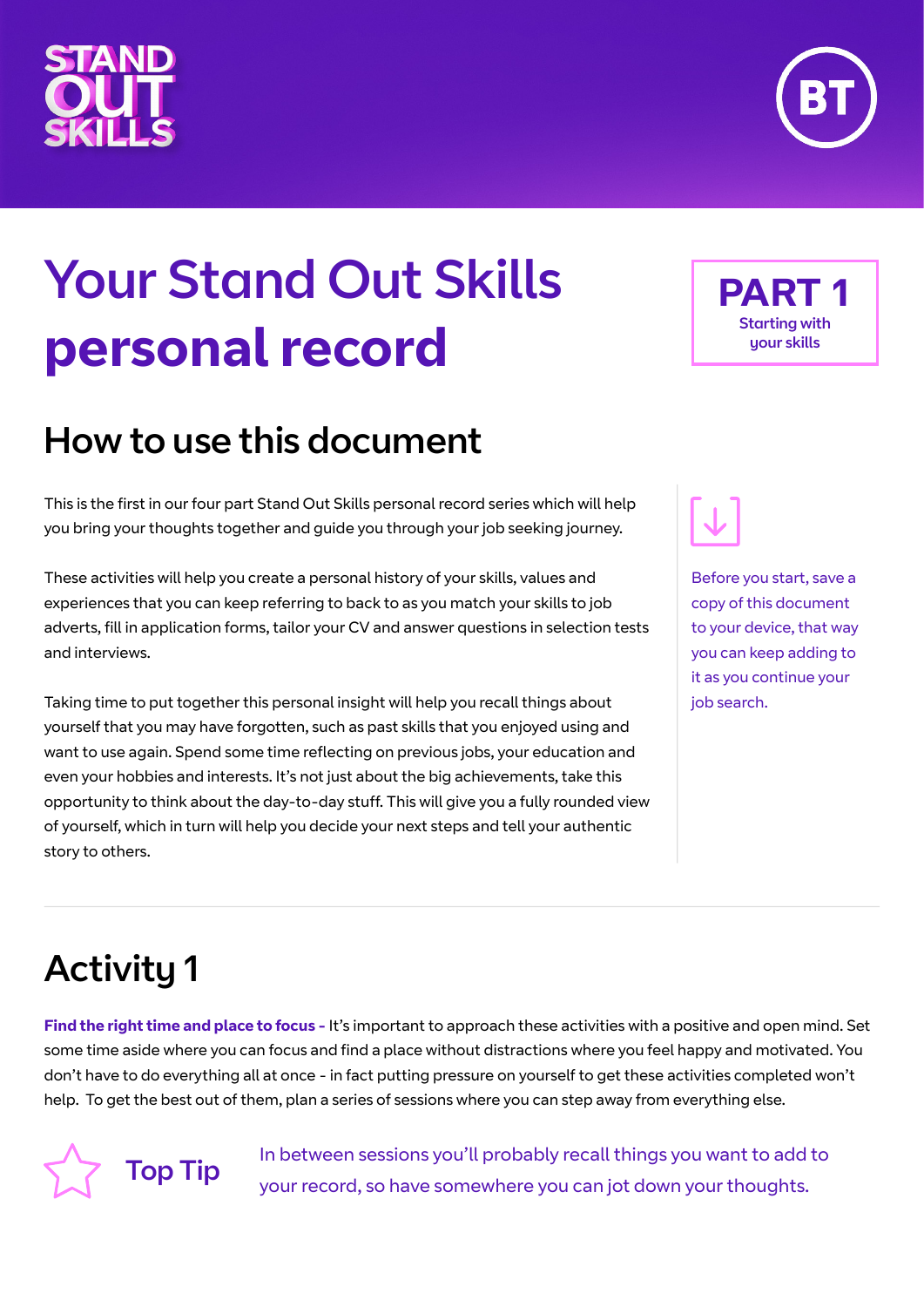STAND OUT SKILLS

BT

# Your Stand Out Skills personal record

**PART 1**
Starting with your skills

## How to use this document

This is the first in our four part Stand Out Skills personal record series which will help you bring your thoughts together and guide you through your job seeking journey.

These activities will help you create a personal history of your skills, values and experiences that you can keep referring to back to as you match your skills to job adverts, fill in application forms, tailor your CV and answer questions in selection tests and interviews.

Taking time to put together this personal insight will help you recall things about yourself that you may have forgotten, such as past skills that you enjoyed using and want to use again. Spend some time reflecting on previous jobs, your education and even your hobbies and interests. It's not just about the big achievements, take this opportunity to think about the day-to-day stuff. This will give you a fully rounded view of yourself, which in turn will help you decide your next steps and tell your authentic story to others.

Before you start, save a copy of this document to your device, that way you can keep adding to it as you continue your job search.

## Activity 1

**Find the right time and place to focus -** It's important to approach these activities with a positive and open mind. Set some time aside where you can focus and find a place without distractions where you feel happy and motivated. You don't have to do everything all at once - in fact putting pressure on yourself to get these activities completed won't help. To get the best out of them, plan a series of sessions where you can step away from everything else.

**Top Tip**

In between sessions you'll probably recall things you want to add to your record, so have somewhere you can jot down your thoughts.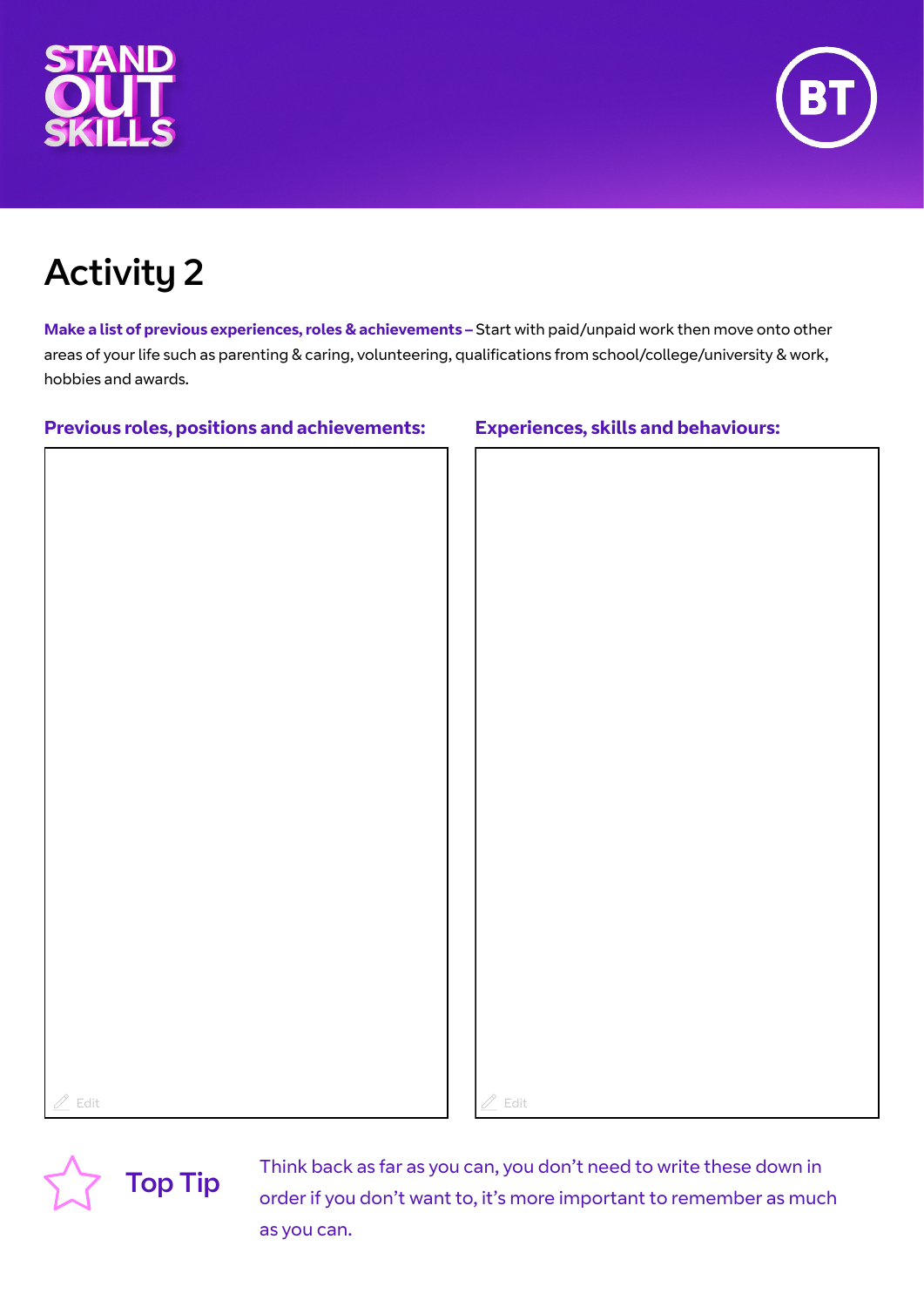# Activity 2

**Make a list of previous experiences, roles & achievements –** Start with paid/unpaid work then move onto other areas of your life such as parenting & caring, volunteering, qualifications from school/college/university & work, hobbies and awards.

| Previous roles, positions and achievements: | Experiences, skills and behaviours: |
| --- | --- |
| | |

**Top Tip**

Think back as far as you can, you don't need to write these down in order if you don't want to, it's more important to remember as much as you can.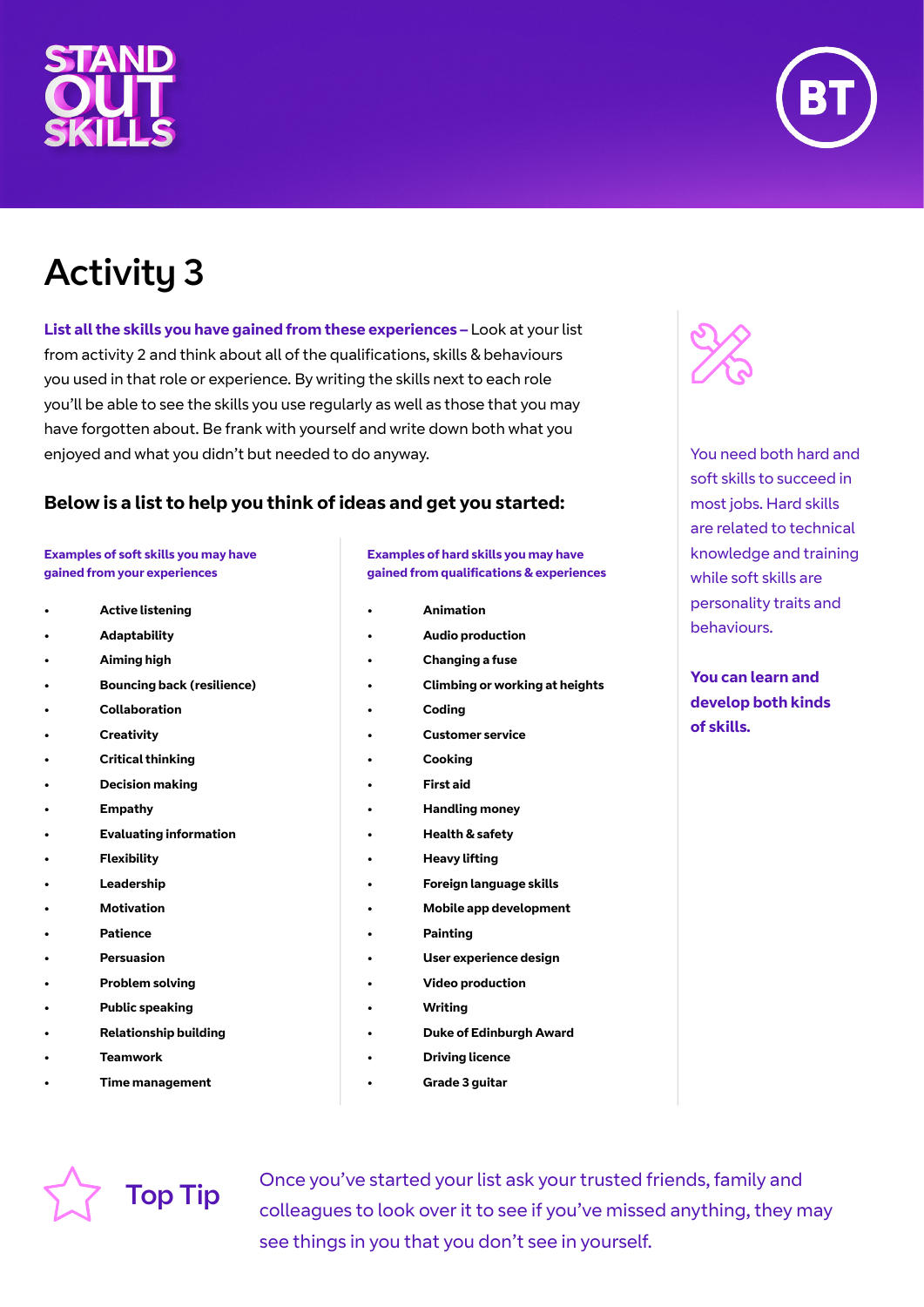# Activity 3

**List all the skills you have gained from these experiences –** Look at your list from activity 2 and think about all of the qualifications, skills & behaviours you used in that role or experience. By writing the skills next to each role you'll be able to see the skills you use regularly as well as those that you may have forgotten about. Be frank with yourself and write down both what you enjoyed and what you didn't but needed to do anyway.

### Below is a list to help you think of ideas and get you started:

**Examples of soft skills you may have gained from your experiences**

- **Active listening**
- **Adaptability**
- **Aiming high**
- **Bouncing back (resilience)**
- **Collaboration**
- **Creativity**
- **Critical thinking**
- **Decision making**
- **Empathy**
- **Evaluating information**
- **Flexibility**
- **Leadership**
- **Motivation**
- **Patience**
- **Persuasion**
- **Problem solving**
- **Public speaking**
- **Relationship building**
- **Teamwork**
- **Time management**

**Examples of hard skills you may have gained from qualifications & experiences**

- **Animation**
- **Audio production**
- **Changing a fuse**
- **Climbing or working at heights**
- **Coding**
- **Customer service**
- **Cooking**
- **First aid**
- **Handling money**
- **Health & safety**
- **Heavy lifting**
- **Foreign language skills**
- **Mobile app development**
- **Painting**
- **User experience design**
- **Video production**
- **Writing**
- **Duke of Edinburgh Award**
- **Driving licence**
- **Grade 3 guitar**

You need both hard and soft skills to succeed in most jobs. Hard skills are related to technical knowledge and training while soft skills are personality traits and behaviours.

**You can learn and develop both kinds of skills.**

## Top Tip

Once you've started your list ask your trusted friends, family and colleagues to look over it to see if you've missed anything, they may see things in you that you don't see in yourself.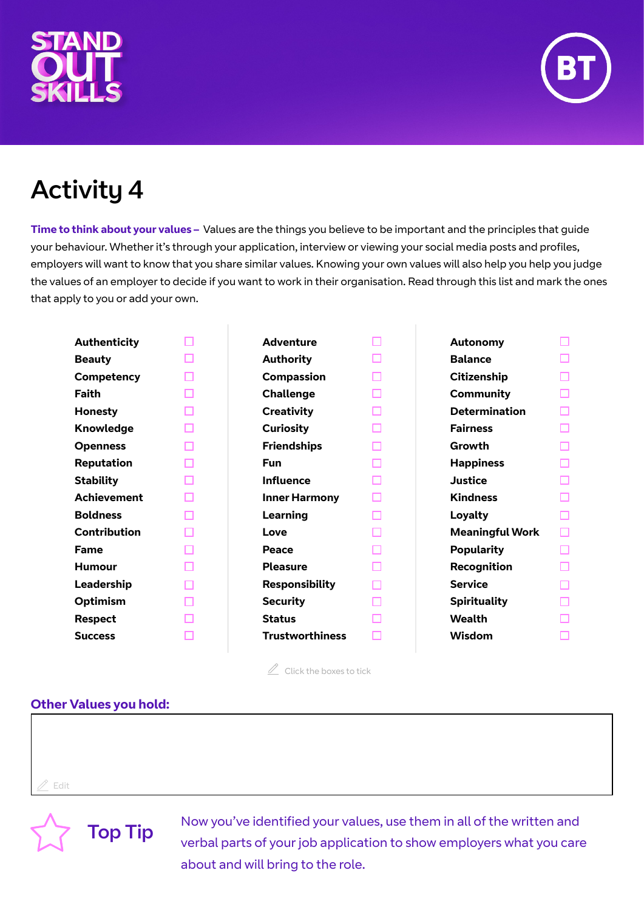# Activity 4

**Time to think about your values –** Values are the things you believe to be important and the principles that guide your behaviour. Whether it's through your application, interview or viewing your social media posts and profiles, employers will want to know that you share similar values. Knowing your own values will also help you help you judge the values of an employer to decide if you want to work in their organisation. Read through this list and mark the ones that apply to you or add your own.

| | | | | | |
|---|---|---|---|---|---|
| **Authenticity** | ☐ | **Adventure** | ☐ | **Autonomy** | ☐ |
| **Beauty** | ☐ | **Authority** | ☐ | **Balance** | ☐ |
| **Competency** | ☐ | **Compassion** | ☐ | **Citizenship** | ☐ |
| **Faith** | ☐ | **Challenge** | ☐ | **Community** | ☐ |
| **Honesty** | ☐ | **Creativity** | ☐ | **Determination** | ☐ |
| **Knowledge** | ☐ | **Curiosity** | ☐ | **Fairness** | ☐ |
| **Openness** | ☐ | **Friendships** | ☐ | **Growth** | ☐ |
| **Reputation** | ☐ | **Fun** | ☐ | **Happiness** | ☐ |
| **Stability** | ☐ | **Influence** | ☐ | **Justice** | ☐ |
| **Achievement** | ☐ | **Inner Harmony** | ☐ | **Kindness** | ☐ |
| **Boldness** | ☐ | **Learning** | ☐ | **Loyalty** | ☐ |
| **Contribution** | ☐ | **Love** | ☐ | **Meaningful Work** | ☐ |
| **Fame** | ☐ | **Peace** | ☐ | **Popularity** | ☐ |
| **Humour** | ☐ | **Pleasure** | ☐ | **Recognition** | ☐ |
| **Leadership** | ☐ | **Responsibility** | ☐ | **Service** | ☐ |
| **Optimism** | ☐ | **Security** | ☐ | **Spirituality** | ☐ |
| **Respect** | ☐ | **Status** | ☐ | **Wealth** | ☐ |
| **Success** | ☐ | **Trustworthiness** | ☐ | **Wisdom** | ☐ |

Click the boxes to tick

## Other Values you hold:

Edit

## Top Tip

Now you've identified your values, use them in all of the written and verbal parts of your job application to show employers what you care about and will bring to the role.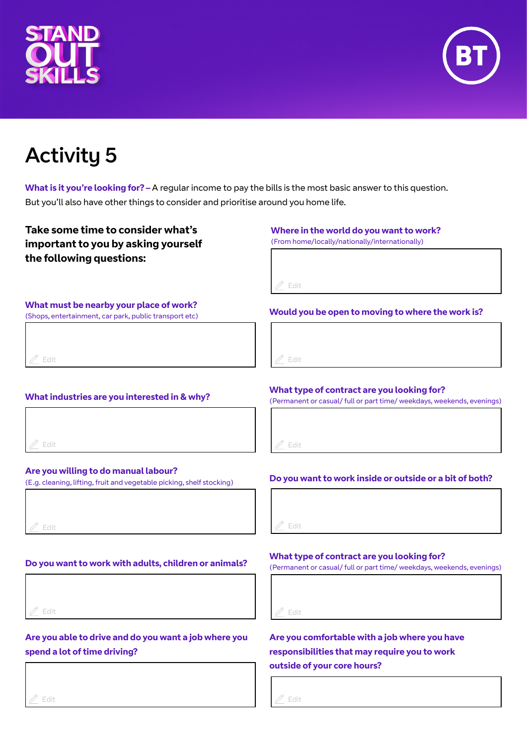STAND OUT SKILLS

BT

# Activity 5

**What is it you're looking for? –** A regular income to pay the bills is the most basic answer to this question. But you'll also have other things to consider and prioritise around you home life.

**Take some time to consider what's important to you by asking yourself the following questions:**

**What must be nearby your place of work?**
(Shops, entertainment, car park, public transport etc)

**What industries are you interested in & why?**

**Are you willing to do manual labour?**
(E.g. cleaning, lifting, fruit and vegetable picking, shelf stocking)

**Do you want to work with adults, children or animals?**

**Are you able to drive and do you want a job where you spend a lot of time driving?**

**Where in the world do you want to work?**
(From home/locally/nationally/internationally)

**Would you be open to moving to where the work is?**

**What type of contract are you looking for?**
(Permanent or casual/ full or part time/ weekdays, weekends, evenings)

**Do you want to work inside or outside or a bit of both?**

**What type of contract are you looking for?**
(Permanent or casual/ full or part time/ weekdays, weekends, evenings)

**Are you comfortable with a job where you have responsibilities that may require you to work outside of your core hours?**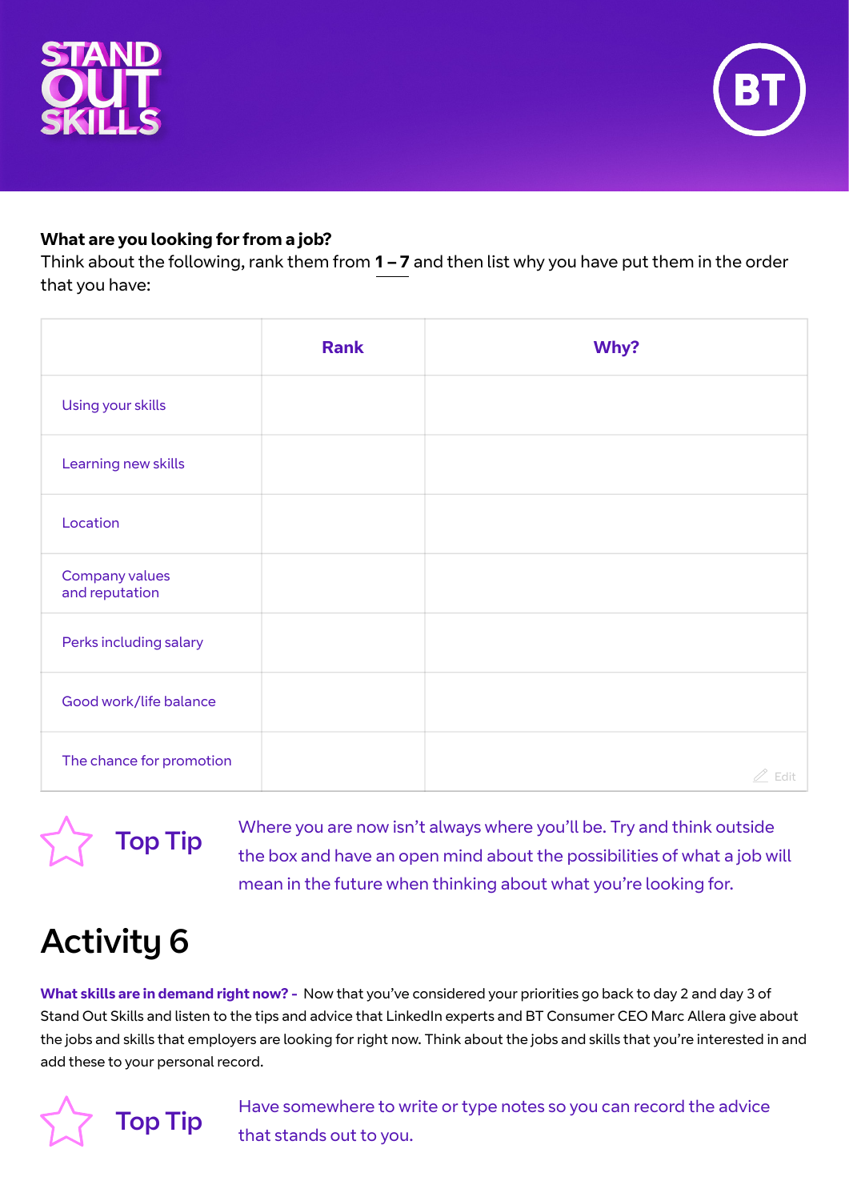**What are you looking for from a job?**
Think about the following, rank them from **1 – 7** and then list why you have put them in the order that you have:

| | Rank | Why? |
|---|---|---|
| Using your skills | | |
| Learning new skills | | |
| Location | | |
| Company values and reputation | | |
| Perks including salary | | |
| Good work/life balance | | |
| The chance for promotion | | |

**Top Tip** Where you are now isn't always where you'll be. Try and think outside the box and have an open mind about the possibilities of what a job will mean in the future when thinking about what you're looking for.

# Activity 6

**What skills are in demand right now? -** Now that you've considered your priorities go back to day 2 and day 3 of Stand Out Skills and listen to the tips and advice that LinkedIn experts and BT Consumer CEO Marc Allera give about the jobs and skills that employers are looking for right now. Think about the jobs and skills that you're interested in and add these to your personal record.

**Top Tip** Have somewhere to write or type notes so you can record the advice that stands out to you.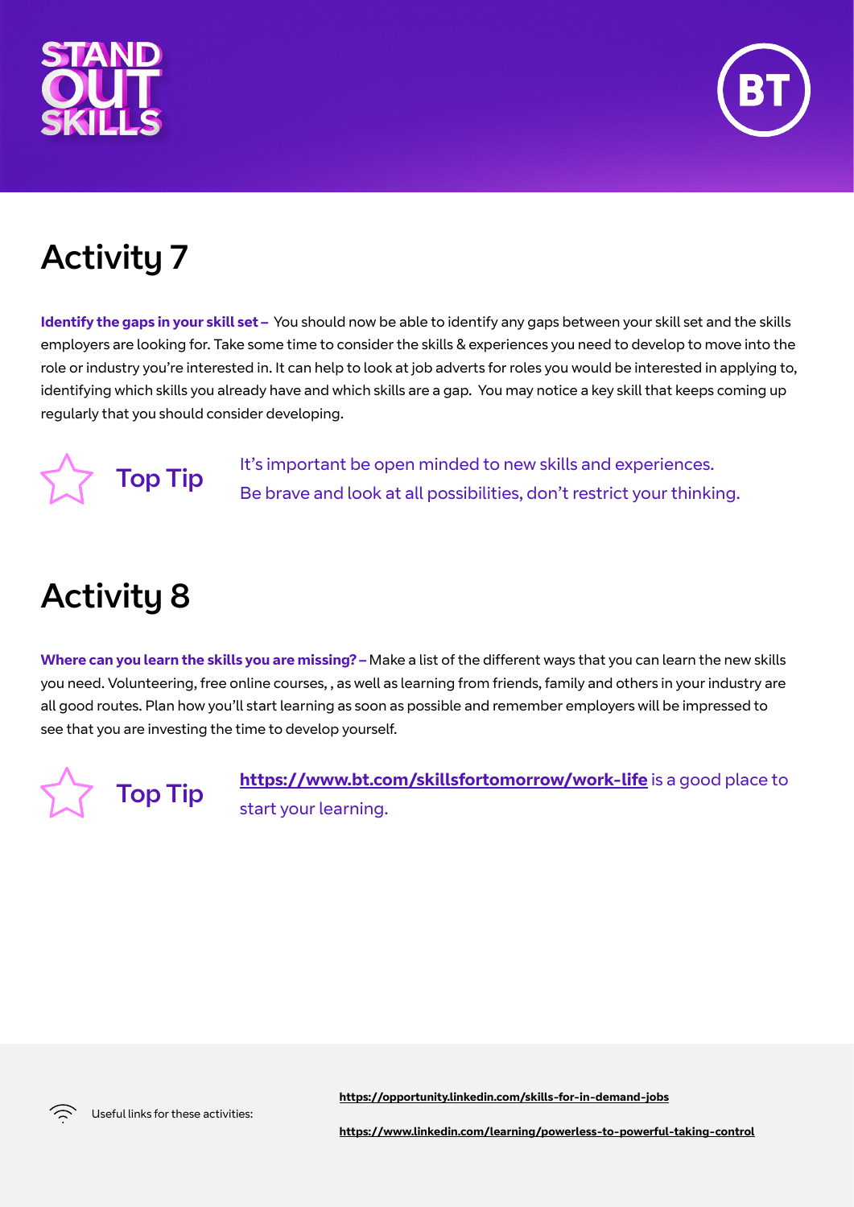# Activity 7

**Identify the gaps in your skill set –** You should now be able to identify any gaps between your skill set and the skills employers are looking for. Take some time to consider the skills & experiences you need to develop to move into the role or industry you're interested in. It can help to look at job adverts for roles you would be interested in applying to, identifying which skills you already have and which skills are a gap. You may notice a key skill that keeps coming up regularly that you should consider developing.

**Top Tip**

It's important be open minded to new skills and experiences. Be brave and look at all possibilities, don't restrict your thinking.

# Activity 8

**Where can you learn the skills you are missing? –** Make a list of the different ways that you can learn the new skills you need. Volunteering, free online courses, , as well as learning from friends, family and others in your industry are all good routes. Plan how you'll start learning as soon as possible and remember employers will be impressed to see that you are investing the time to develop yourself.

**Top Tip**

https://www.bt.com/skillsfortomorrow/work-life is a good place to start your learning.

Useful links for these activities:

https://opportunity.linkedin.com/skills-for-in-demand-jobs

https://www.linkedin.com/learning/powerless-to-powerful-taking-control